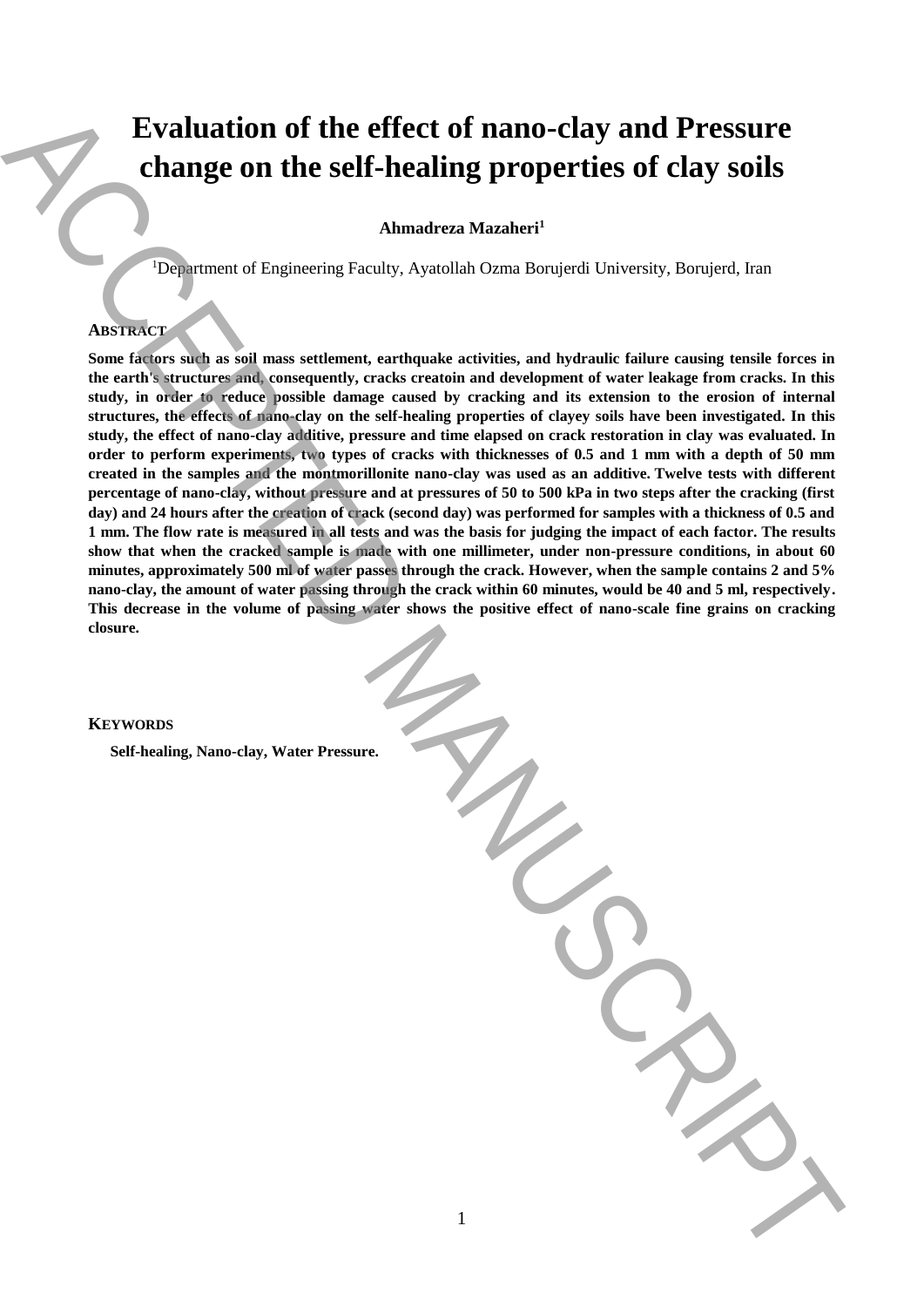# Evaluation of the effect of nano-clay and Pressure change on the self-healing properties of clay soils

**Ahmadreza Mazaheri**[1]

[1]Department of Engineering Faculty, Ayatollah Ozma Borujerdi University, Borujerd, Iran

## ABSTRACT

**Some factors such as soil mass settlement, earthquake activities, and hydraulic failure causing tensile forces in the earth's structures and, consequently, cracks creatoin and development of water leakage from cracks. In this study, in order to reduce possible damage caused by cracking and its extension to the erosion of internal structures, the effects of nano-clay on the self-healing properties of clayey soils have been investigated. In this study, the effect of nano-clay additive, pressure and time elapsed on crack restoration in clay was evaluated. In order to perform experiments, two types of cracks with thicknesses of 0.5 and 1 mm with a depth of 50 mm created in the samples and the montmorillonite nano-clay was used as an additive. Twelve tests with different percentage of nano-clay, without pressure and at pressures of 50 to 500 kPa in two steps after the cracking (first day) and 24 hours after the creation of crack (second day) was performed for samples with a thickness of 0.5 and 1 mm. The flow rate is measured in all tests and was the basis for judging the impact of each factor. The results show that when the cracked sample is made with one millimeter, under non-pressure conditions, in about 60 minutes, approximately 500 ml of water passes through the crack. However, when the sample contains 2 and 5% nano-clay, the amount of water passing through the crack within 60 minutes, would be 40 and 5 ml, respectively. This decrease in the volume of passing water shows the positive effect of nano-scale fine grains on cracking closure.**

## KEYWORDS

**Self-healing, Nano-clay, Water Pressure.**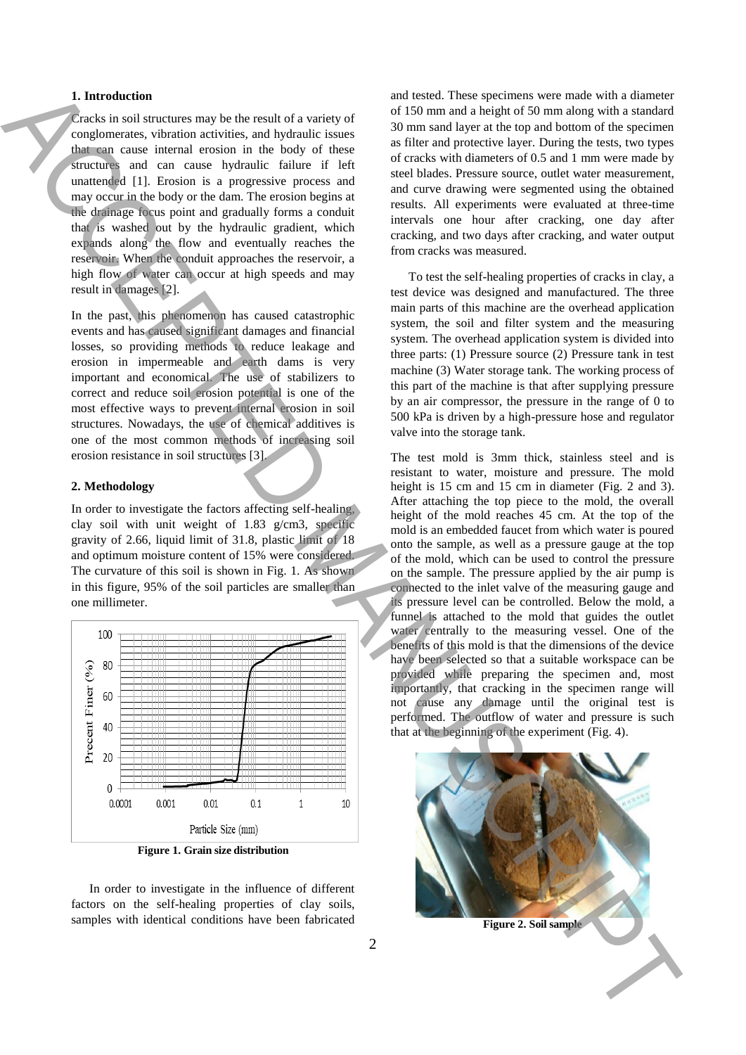## 1. Introduction

Cracks in soil structures may be the result of a variety of conglomerates, vibration activities, and hydraulic issues that can cause internal erosion in the body of these structures and can cause hydraulic failure if left unattended [1]. Erosion is a progressive process and may occur in the body or the dam. The erosion begins at the drainage focus point and gradually forms a conduit that is washed out by the hydraulic gradient, which expands along the flow and eventually reaches the reservoir. When the conduit approaches the reservoir, a high flow of water can occur at high speeds and may result in damages [2].

In the past, this phenomenon has caused catastrophic events and has caused significant damages and financial losses, so providing methods to reduce leakage and erosion in impermeable and earth dams is very important and economical. The use of stabilizers to correct and reduce soil erosion potential is one of the most effective ways to prevent internal erosion in soil structures. Nowadays, the use of chemical additives is one of the most common methods of increasing soil erosion resistance in soil structures [3].

## 2. Methodology

In order to investigate the factors affecting self-healing, clay soil with unit weight of 1.83 g/cm3, specific gravity of 2.66, liquid limit of 31.8, plastic limit of 18 and optimum moisture content of 15% were considered. The curvature of this soil is shown in Fig. 1. As shown in this figure, 95% of the soil particles are smaller than one millimeter.

**Figure 1. Grain size distribution**

In order to investigate in the influence of different factors on the self-healing properties of clay soils, samples with identical conditions have been fabricated and tested. These specimens were made with a diameter of 150 mm and a height of 50 mm along with a standard 30 mm sand layer at the top and bottom of the specimen as filter and protective layer. During the tests, two types of cracks with diameters of 0.5 and 1 mm were made by steel blades. Pressure source, outlet water measurement, and curve drawing were segmented using the obtained results. All experiments were evaluated at three-time intervals one hour after cracking, one day after cracking, and two days after cracking, and water output from cracks was measured.

To test the self-healing properties of cracks in clay, a test device was designed and manufactured. The three main parts of this machine are the overhead application system, the soil and filter system and the measuring system. The overhead application system is divided into three parts: (1) Pressure source (2) Pressure tank in test machine (3) Water storage tank. The working process of this part of the machine is that after supplying pressure by an air compressor, the pressure in the range of 0 to 500 kPa is driven by a high-pressure hose and regulator valve into the storage tank.

The test mold is 3mm thick, stainless steel and is resistant to water, moisture and pressure. The mold height is 15 cm and 15 cm in diameter (Fig. 2 and 3). After attaching the top piece to the mold, the overall height of the mold reaches 45 cm. At the top of the mold is an embedded faucet from which water is poured onto the sample, as well as a pressure gauge at the top of the mold, which can be used to control the pressure on the sample. The pressure applied by the air pump is connected to the inlet valve of the measuring gauge and its pressure level can be controlled. Below the mold, a funnel is attached to the mold that guides the outlet water centrally to the measuring vessel. One of the benefits of this mold is that the dimensions of the device have been selected so that a suitable workspace can be provided while preparing the specimen and, most importantly, that cracking in the specimen range will not cause any damage until the original test is performed. The outflow of water and pressure is such that at the beginning of the experiment (Fig. 4).

**Figure 2. Soil sample**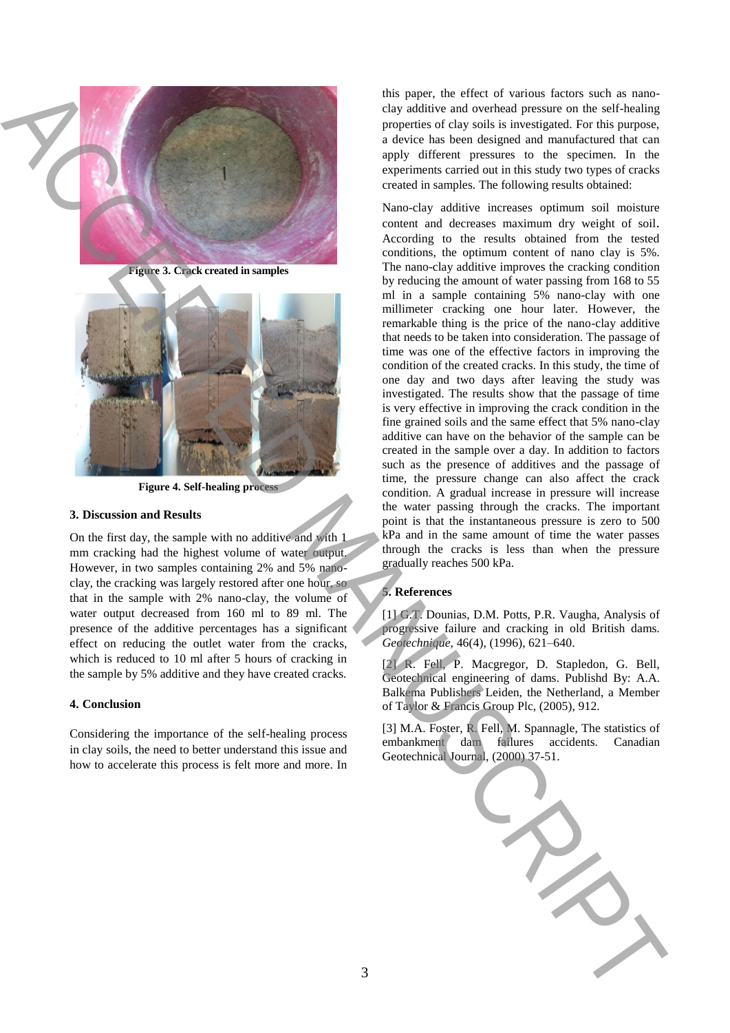Figure 3. Crack created in samples

Figure 4. Self-healing process

### 3. Discussion and Results

On the first day, the sample with no additive and with 1 mm cracking had the highest volume of water output. However, in two samples containing 2% and 5% nano-clay, the cracking was largely restored after one hour, so that in the sample with 2% nano-clay, the volume of water output decreased from 160 ml to 89 ml. The presence of the additive percentages has a significant effect on reducing the outlet water from the cracks, which is reduced to 10 ml after 5 hours of cracking in the sample by 5% additive and they have created cracks.

### 4. Conclusion

Considering the importance of the self-healing process in clay soils, the need to better understand this issue and how to accelerate this process is felt more and more. In this paper, the effect of various factors such as nano-clay additive and overhead pressure on the self-healing properties of clay soils is investigated. For this purpose, a device has been designed and manufactured that can apply different pressures to the specimen. In the experiments carried out in this study two types of cracks created in samples. The following results obtained:

Nano-clay additive increases optimum soil moisture content and decreases maximum dry weight of soil. According to the results obtained from the tested conditions, the optimum content of nano clay is 5%. The nano-clay additive improves the cracking condition by reducing the amount of water passing from 168 to 55 ml in a sample containing 5% nano-clay with one millimeter cracking one hour later. However, the remarkable thing is the price of the nano-clay additive that needs to be taken into consideration. The passage of time was one of the effective factors in improving the condition of the created cracks. In this study, the time of one day and two days after leaving the study was investigated. The results show that the passage of time is very effective in improving the crack condition in the fine grained soils and the same effect that 5% nano-clay additive can have on the behavior of the sample can be created in the sample over a day. In addition to factors such as the presence of additives and the passage of time, the pressure change can also affect the crack condition. A gradual increase in pressure will increase the water passing through the cracks. The important point is that the instantaneous pressure is zero to 500 kPa and in the same amount of time the water passes through the cracks is less than when the pressure gradually reaches 500 kPa.

### 5. References

[1] G.T. Dounias, D.M. Potts, P.R. Vaugha, Analysis of progressive failure and cracking in old British dams. *Geotechnique*, 46(4), (1996), 621–640.

[2] R. Fell, P. Macgregor, D. Stapledon, G. Bell, Geotechnical engineering of dams. Publishd By: A.A. Balkema Publishers Leiden, the Netherland, a Member of Taylor & Francis Group Plc, (2005), 912.

[3] M.A. Foster, R. Fell, M. Spannagle, The statistics of embankment dam failures accidents. Canadian Geotechnical Journal, (2000) 37-51.